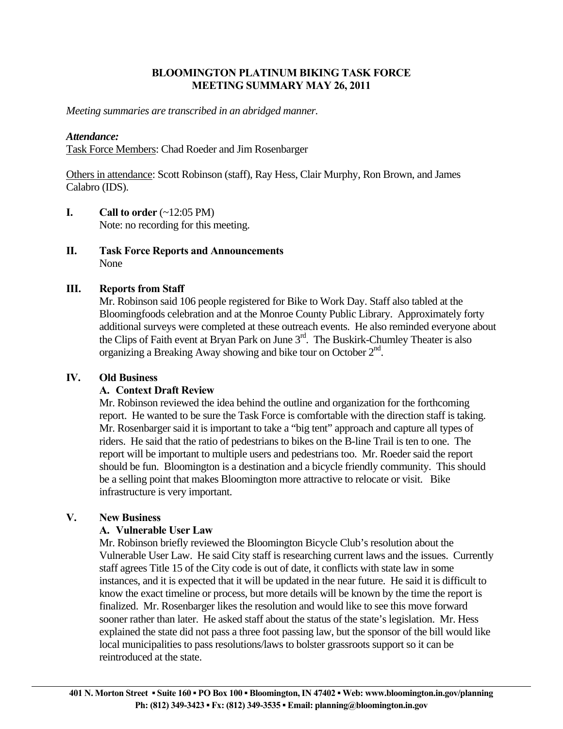# BLOOMINGTON PLATINUM BIKING TASK FORCE
# MEETING SUMMARY MAY 26, 2011

*Meeting summaries are transcribed in an abridged manner.*

***Attendance:***

Task Force Members: Chad Roeder and Jim Rosenbarger

Others in attendance: Scott Robinson (staff), Ray Hess, Clair Murphy, Ron Brown, and James Calabro (IDS).

## I. Call to order (~12:05 PM)

Note: no recording for this meeting.

## II. Task Force Reports and Announcements

None

## III. Reports from Staff

Mr. Robinson said 106 people registered for Bike to Work Day. Staff also tabled at the Bloomingfoods celebration and at the Monroe County Public Library. Approximately forty additional surveys were completed at these outreach events. He also reminded everyone about the Clips of Faith event at Bryan Park on June 3rd. The Buskirk-Chumley Theater is also organizing a Breaking Away showing and bike tour on October 2nd.

## IV. Old Business

### A. Context Draft Review

Mr. Robinson reviewed the idea behind the outline and organization for the forthcoming report. He wanted to be sure the Task Force is comfortable with the direction staff is taking. Mr. Rosenbarger said it is important to take a "big tent" approach and capture all types of riders. He said that the ratio of pedestrians to bikes on the B-line Trail is ten to one. The report will be important to multiple users and pedestrians too. Mr. Roeder said the report should be fun. Bloomington is a destination and a bicycle friendly community. This should be a selling point that makes Bloomington more attractive to relocate or visit. Bike infrastructure is very important.

## V. New Business

### A. Vulnerable User Law

Mr. Robinson briefly reviewed the Bloomington Bicycle Club's resolution about the Vulnerable User Law. He said City staff is researching current laws and the issues. Currently staff agrees Title 15 of the City code is out of date, it conflicts with state law in some instances, and it is expected that it will be updated in the near future. He said it is difficult to know the exact timeline or process, but more details will be known by the time the report is finalized. Mr. Rosenbarger likes the resolution and would like to see this move forward sooner rather than later. He asked staff about the status of the state's legislation. Mr. Hess explained the state did not pass a three foot passing law, but the sponsor of the bill would like local municipalities to pass resolutions/laws to bolster grassroots support so it can be reintroduced at the state.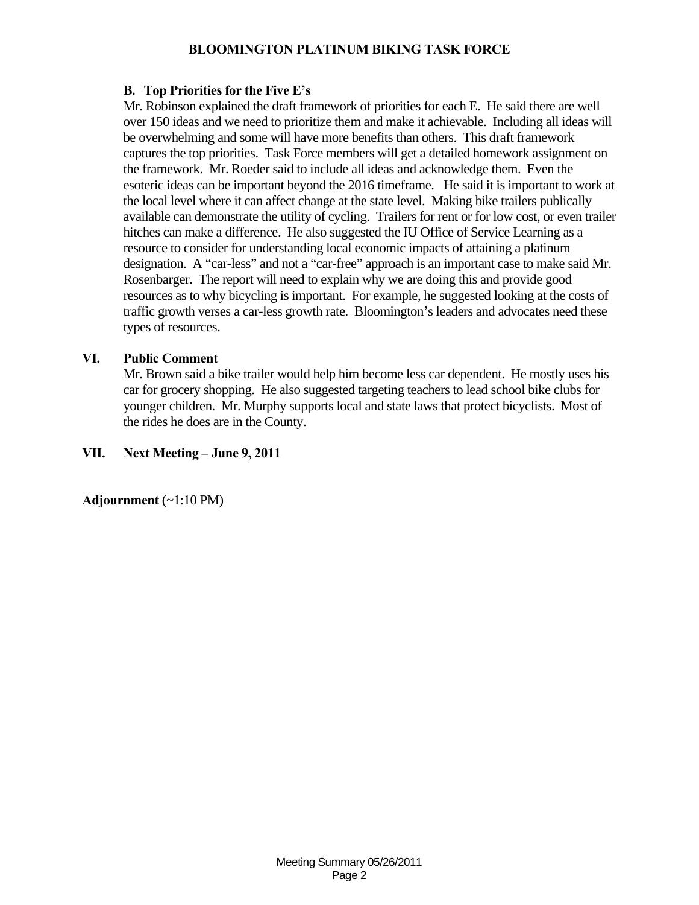### B. Top Priorities for the Five E's

Mr. Robinson explained the draft framework of priorities for each E. He said there are well over 150 ideas and we need to prioritize them and make it achievable. Including all ideas will be overwhelming and some will have more benefits than others. This draft framework captures the top priorities. Task Force members will get a detailed homework assignment on the framework. Mr. Roeder said to include all ideas and acknowledge them. Even the esoteric ideas can be important beyond the 2016 timeframe. He said it is important to work at the local level where it can affect change at the state level. Making bike trailers publically available can demonstrate the utility of cycling. Trailers for rent or for low cost, or even trailer hitches can make a difference. He also suggested the IU Office of Service Learning as a resource to consider for understanding local economic impacts of attaining a platinum designation. A "car-less" and not a "car-free" approach is an important case to make said Mr. Rosenbarger. The report will need to explain why we are doing this and provide good resources as to why bicycling is important. For example, he suggested looking at the costs of traffic growth verses a car-less growth rate. Bloomington's leaders and advocates need these types of resources.

## VI. Public Comment

Mr. Brown said a bike trailer would help him become less car dependent. He mostly uses his car for grocery shopping. He also suggested targeting teachers to lead school bike clubs for younger children. Mr. Murphy supports local and state laws that protect bicyclists. Most of the rides he does are in the County.

## VII. Next Meeting – June 9, 2011

**Adjournment** (~1:10 PM)